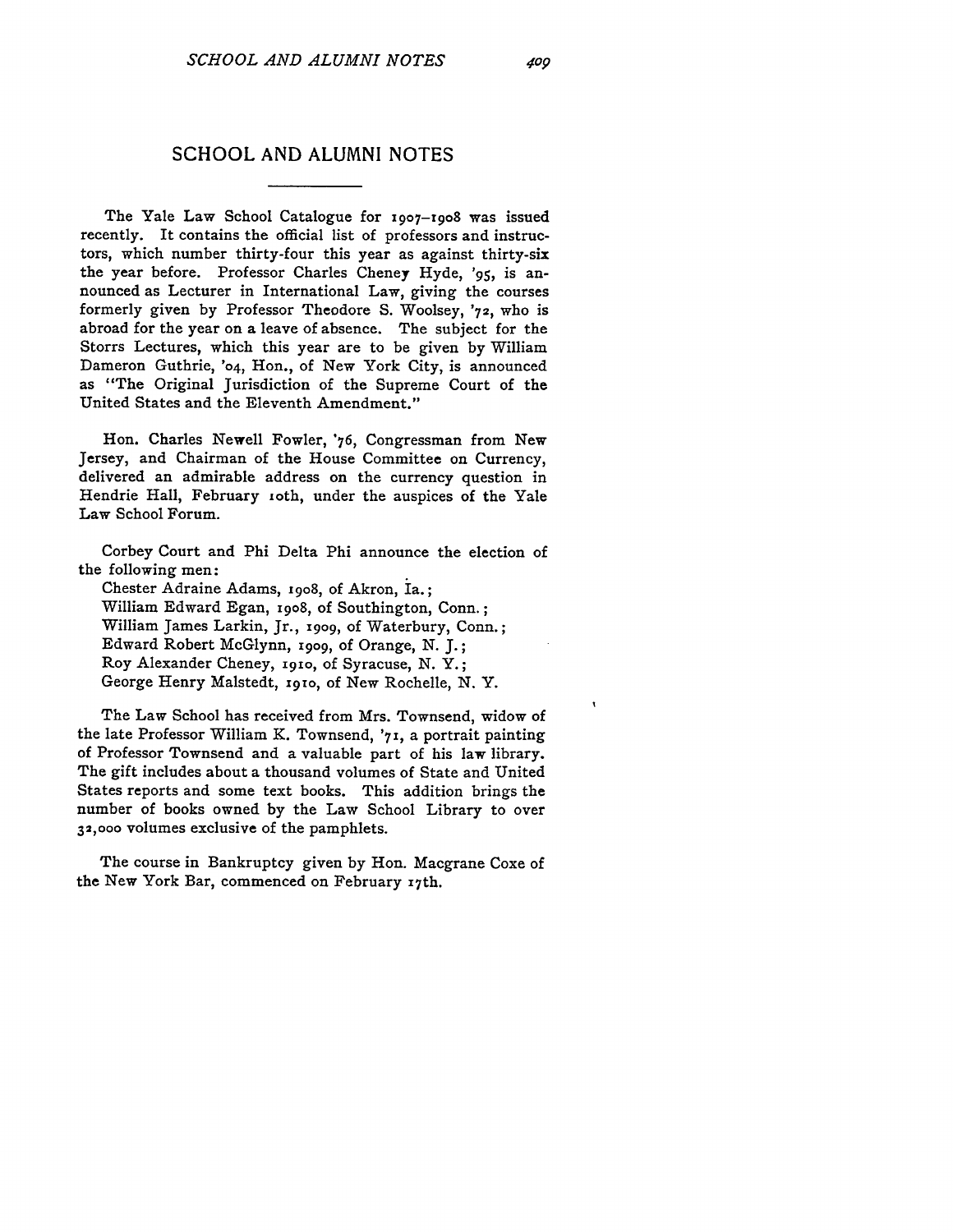# SCHOOL AND ALUMNI NOTES

The Yale Law School Catalogue for 1907–1908 was issued recently. It contains the official list of professors and instructors, which number thirty-four this year as against thirty-six the year before. Professor Charles Cheney Hyde, '95, is announced as Lecturer in International Law, giving the courses formerly given by Professor Theodore S. Woolsey, '72, who is abroad for the year on a leave of absence. The subject for the Storrs Lectures, which this year are to be given by William Dameron Guthrie, '04, Hon., of New York City, is announced as "The Original Jurisdiction of the Supreme Court of the United States and the Eleventh Amendment."

Hon. Charles Newell Fowler, '76, Congressman from New Jersey, and Chairman of the House Committee on Currency, delivered an admirable address on the currency question in Hendrie Hall, February 10th, under the auspices of the Yale Law School Forum.

Corbey Court and Phi Delta Phi announce the election of the following men:

Chester Adraine Adams, 1908, of Akron, Ia.;
William Edward Egan, 1908, of Southington, Conn.;
William James Larkin, Jr., 1909, of Waterbury, Conn.;
Edward Robert McGlynn, 1909, of Orange, N. J.;
Roy Alexander Cheney, 1910, of Syracuse, N. Y.;
George Henry Malstedt, 1910, of New Rochelle, N. Y.

The Law School has received from Mrs. Townsend, widow of the late Professor William K. Townsend, '71, a portrait painting of Professor Townsend and a valuable part of his law library. The gift includes about a thousand volumes of State and United States reports and some text books. This addition brings the number of books owned by the Law School Library to over 32,000 volumes exclusive of the pamphlets.

The course in Bankruptcy given by Hon. Macgrane Coxe of the New York Bar, commenced on February 17th.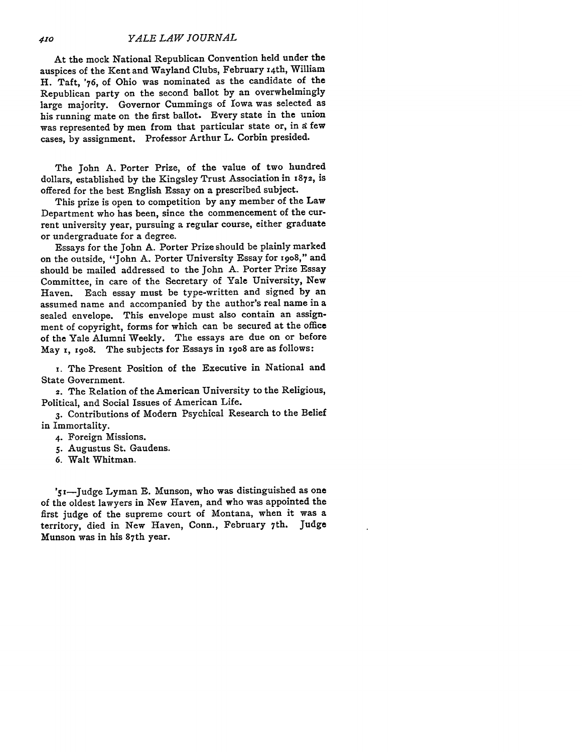At the mock National Republican Convention held under the auspices of the Kent and Wayland Clubs, February 14th, William H. Taft, '76, of Ohio was nominated as the candidate of the Republican party on the second ballot by an overwhelmingly large majority. Governor Cummings of Iowa was selected as his running mate on the first ballot. Every state in the union was represented by men from that particular state or, in a few cases, by assignment. Professor Arthur L. Corbin presided.

The John A. Porter Prize, of the value of two hundred dollars, established by the Kingsley Trust Association in 1872, is offered for the best English Essay on a prescribed subject.

This prize is open to competition by any member of the Law Department who has been, since the commencement of the current university year, pursuing a regular course, either graduate or undergraduate for a degree.

Essays for the John A. Porter Prize should be plainly marked on the outside, "John A. Porter University Essay for 1908," and should be mailed addressed to the John A. Porter Prize Essay Committee, in care of the Secretary of Yale University, New Haven. Each essay must be type-written and signed by an assumed name and accompanied by the author's real name in a sealed envelope. This envelope must also contain an assignment of copyright, forms for which can be secured at the office of the Yale Alumni Weekly. The essays are due on or before May 1, 1908. The subjects for Essays in 1908 are as follows:

1. The Present Position of the Executive in National and State Government.
2. The Relation of the American University to the Religious, Political, and Social Issues of American Life.
3. Contributions of Modern Psychical Research to the Belief in Immortality.
4. Foreign Missions.
5. Augustus St. Gaudens.
6. Walt Whitman.

'51—Judge Lyman E. Munson, who was distinguished as one of the oldest lawyers in New Haven, and who was appointed the first judge of the supreme court of Montana, when it was a territory, died in New Haven, Conn., February 7th. Judge Munson was in his 87th year.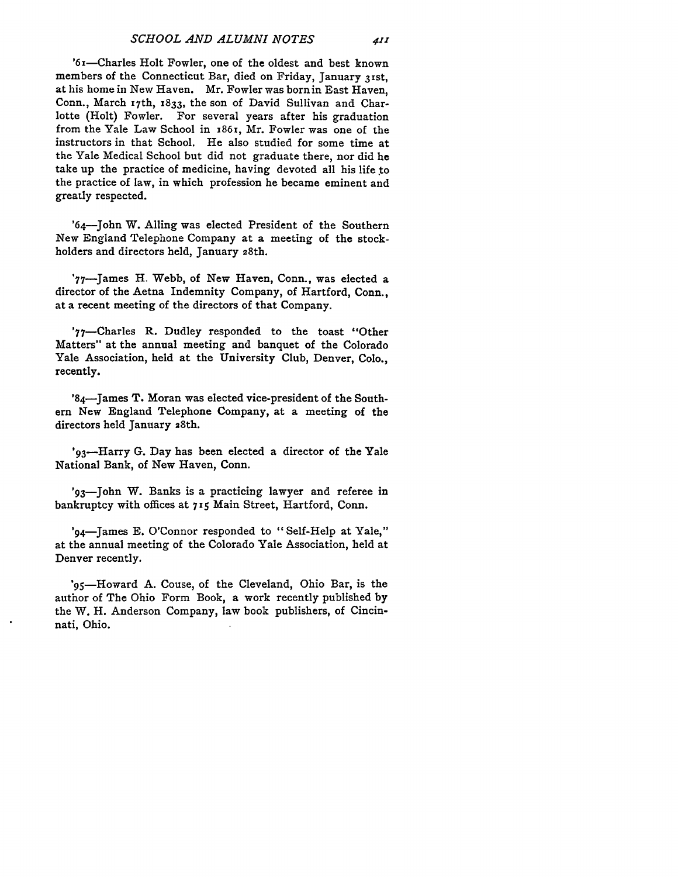'61—Charles Holt Fowler, one of the oldest and best known members of the Connecticut Bar, died on Friday, January 31st, at his home in New Haven. Mr. Fowler was born in East Haven, Conn., March 17th, 1833, the son of David Sullivan and Charlotte (Holt) Fowler. For several years after his graduation from the Yale Law School in 1861, Mr. Fowler was one of the instructors in that School. He also studied for some time at the Yale Medical School but did not graduate there, nor did he take up the practice of medicine, having devoted all his life to the practice of law, in which profession he became eminent and greatly respected.

'64—John W. Alling was elected President of the Southern New England Telephone Company at a meeting of the stockholders and directors held, January 28th.

'77—James H. Webb, of New Haven, Conn., was elected a director of the Aetna Indemnity Company, of Hartford, Conn., at a recent meeting of the directors of that Company.

'77—Charles R. Dudley responded to the toast "Other Matters" at the annual meeting and banquet of the Colorado Yale Association, held at the University Club, Denver, Colo., recently.

'84—James T. Moran was elected vice-president of the Southern New England Telephone Company, at a meeting of the directors held January 28th.

'93—Harry G. Day has been elected a director of the Yale National Bank, of New Haven, Conn.

'93—John W. Banks is a practicing lawyer and referee in bankruptcy with offices at 715 Main Street, Hartford, Conn.

'94—James E. O'Connor responded to "Self-Help at Yale," at the annual meeting of the Colorado Yale Association, held at Denver recently.

'95—Howard A. Couse, of the Cleveland, Ohio Bar, is the author of The Ohio Form Book, a work recently published by the W. H. Anderson Company, law book publishers, of Cincinnati, Ohio.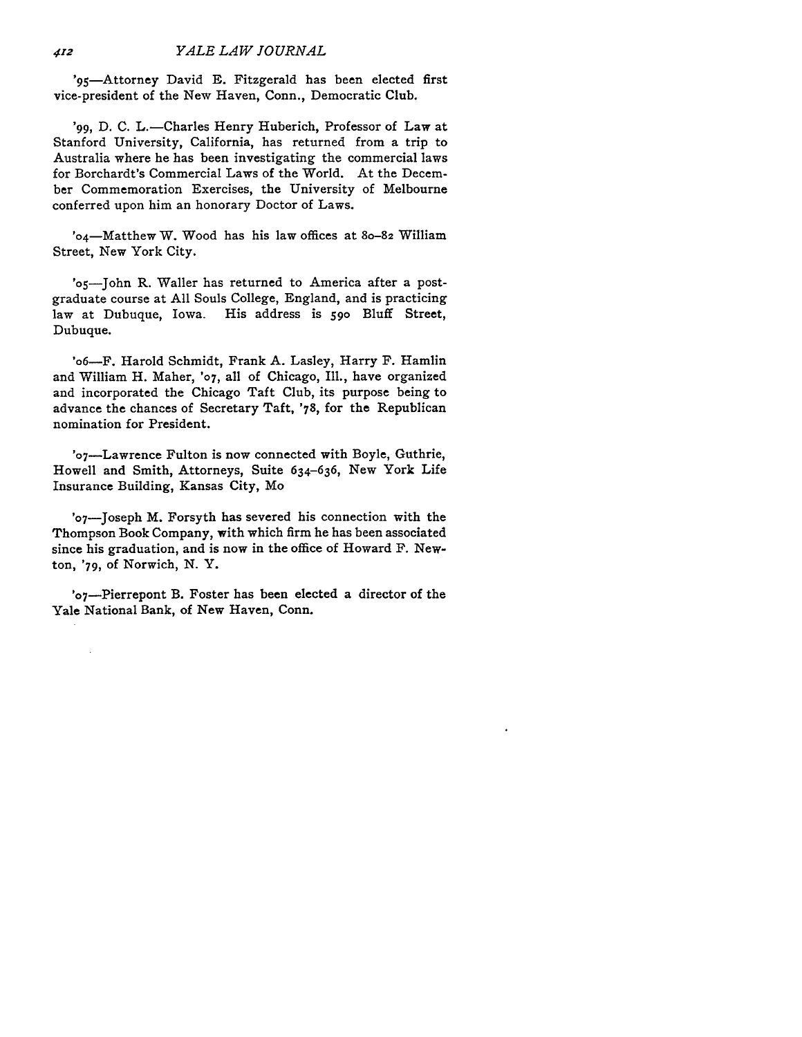'95—Attorney David E. Fitzgerald has been elected first vice-president of the New Haven, Conn., Democratic Club.

'99, D. C. L.—Charles Henry Huberich, Professor of Law at Stanford University, California, has returned from a trip to Australia where he has been investigating the commercial laws for Borchardt's Commercial Laws of the World. At the December Commemoration Exercises, the University of Melbourne conferred upon him an honorary Doctor of Laws.

'04—Matthew W. Wood has his law offices at 80–82 William Street, New York City.

'05—John R. Waller has returned to America after a post-graduate course at All Souls College, England, and is practicing law at Dubuque, Iowa. His address is 590 Bluff Street, Dubuque.

'06—F. Harold Schmidt, Frank A. Lasley, Harry F. Hamlin and William H. Maher, '07, all of Chicago, Ill., have organized and incorporated the Chicago Taft Club, its purpose being to advance the chances of Secretary Taft, '78, for the Republican nomination for President.

'07—Lawrence Fulton is now connected with Boyle, Guthrie, Howell and Smith, Attorneys, Suite 634–636, New York Life Insurance Building, Kansas City, Mo

'07—Joseph M. Forsyth has severed his connection with the Thompson Book Company, with which firm he has been associated since his graduation, and is now in the office of Howard F. Newton, '79, of Norwich, N. Y.

'07—Pierrepont B. Foster has been elected a director of the Yale National Bank, of New Haven, Conn.